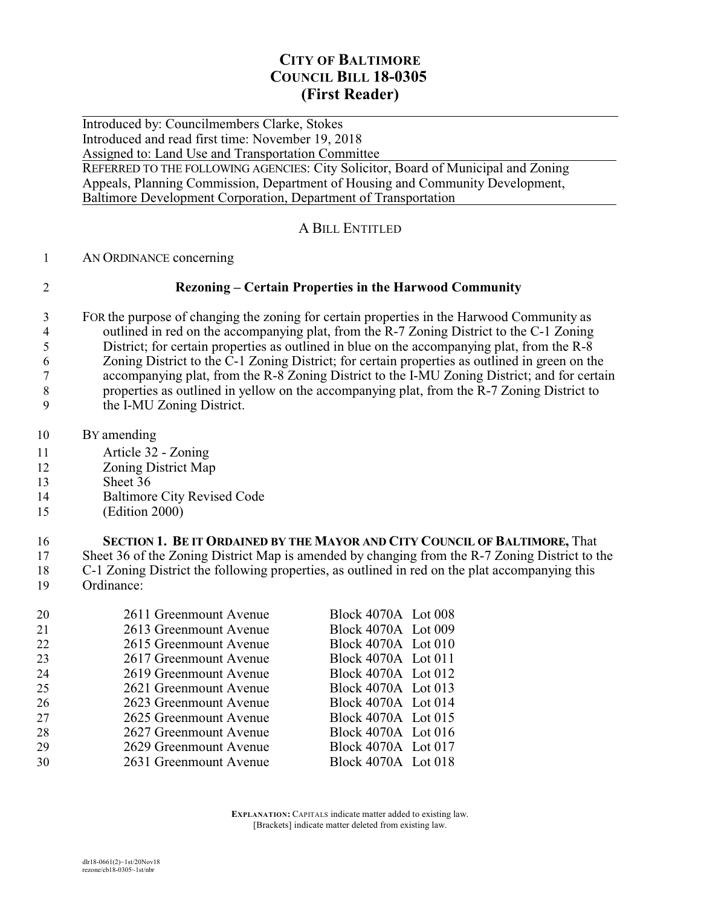# CITY OF BALTIMORE
# COUNCIL BILL 18-0305
## (First Reader)

Introduced by: Councilmembers Clarke, Stokes
Introduced and read first time: November 19, 2018
Assigned to: Land Use and Transportation Committee

REFERRED TO THE FOLLOWING AGENCIES: City Solicitor, Board of Municipal and Zoning Appeals, Planning Commission, Department of Housing and Community Development, Baltimore Development Corporation, Department of Transportation

A BILL ENTITLED

AN ORDINANCE concerning

**Rezoning – Certain Properties in the Harwood Community**

FOR the purpose of changing the zoning for certain properties in the Harwood Community as outlined in red on the accompanying plat, from the R-7 Zoning District to the C-1 Zoning District; for certain properties as outlined in blue on the accompanying plat, from the R-8 Zoning District to the C-1 Zoning District; for certain properties as outlined in green on the accompanying plat, from the R-8 Zoning District to the I-MU Zoning District; and for certain properties as outlined in yellow on the accompanying plat, from the R-7 Zoning District to the I-MU Zoning District.

BY amending
Article 32 - Zoning
Zoning District Map
Sheet 36
Baltimore City Revised Code
(Edition 2000)

**SECTION 1. BE IT ORDAINED BY THE MAYOR AND CITY COUNCIL OF BALTIMORE,** That Sheet 36 of the Zoning District Map is amended by changing from the R-7 Zoning District to the C-1 Zoning District the following properties, as outlined in red on the plat accompanying this Ordinance:

| Address | Block / Lot |
|---|---|
| 2611 Greenmount Avenue | Block 4070A Lot 008 |
| 2613 Greenmount Avenue | Block 4070A Lot 009 |
| 2615 Greenmount Avenue | Block 4070A Lot 010 |
| 2617 Greenmount Avenue | Block 4070A Lot 011 |
| 2619 Greenmount Avenue | Block 4070A Lot 012 |
| 2621 Greenmount Avenue | Block 4070A Lot 013 |
| 2623 Greenmount Avenue | Block 4070A Lot 014 |
| 2625 Greenmount Avenue | Block 4070A Lot 015 |
| 2627 Greenmount Avenue | Block 4070A Lot 016 |
| 2629 Greenmount Avenue | Block 4070A Lot 017 |
| 2631 Greenmount Avenue | Block 4070A Lot 018 |

**EXPLANATION:** CAPITALS indicate matter added to existing law.
[Brackets] indicate matter deleted from existing law.

dlr18-0661(2)~1st/20Nov18
rezone/cb18-0305~1st/nbr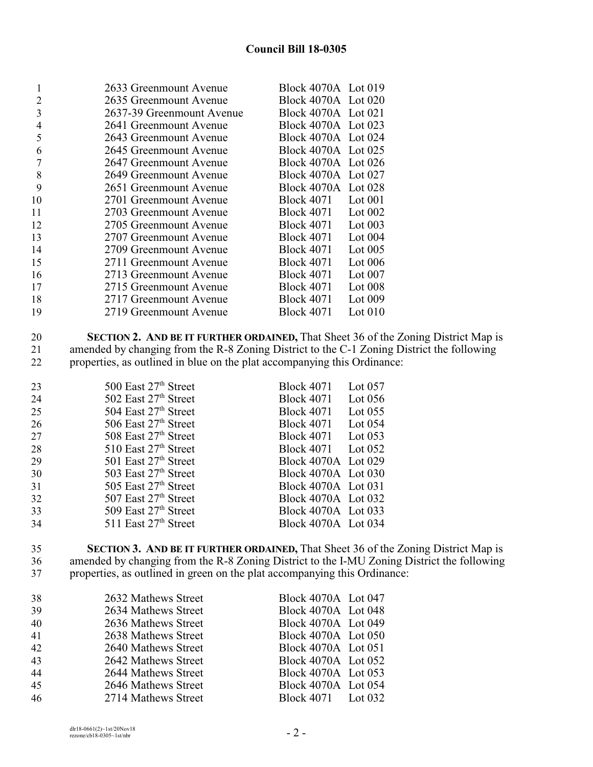**Council Bill 18-0305**

| Address | Block | Lot |
|---|---|---|
| 2633 Greenmount Avenue | Block 4070A | Lot 019 |
| 2635 Greenmount Avenue | Block 4070A | Lot 020 |
| 2637-39 Greenmount Avenue | Block 4070A | Lot 021 |
| 2641 Greenmount Avenue | Block 4070A | Lot 023 |
| 2643 Greenmount Avenue | Block 4070A | Lot 024 |
| 2645 Greenmount Avenue | Block 4070A | Lot 025 |
| 2647 Greenmount Avenue | Block 4070A | Lot 026 |
| 2649 Greenmount Avenue | Block 4070A | Lot 027 |
| 2651 Greenmount Avenue | Block 4070A | Lot 028 |
| 2701 Greenmount Avenue | Block 4071 | Lot 001 |
| 2703 Greenmount Avenue | Block 4071 | Lot 002 |
| 2705 Greenmount Avenue | Block 4071 | Lot 003 |
| 2707 Greenmount Avenue | Block 4071 | Lot 004 |
| 2709 Greenmount Avenue | Block 4071 | Lot 005 |
| 2711 Greenmount Avenue | Block 4071 | Lot 006 |
| 2713 Greenmount Avenue | Block 4071 | Lot 007 |
| 2715 Greenmount Avenue | Block 4071 | Lot 008 |
| 2717 Greenmount Avenue | Block 4071 | Lot 009 |
| 2719 Greenmount Avenue | Block 4071 | Lot 010 |

**SECTION 2. AND BE IT FURTHER ORDAINED,** That Sheet 36 of the Zoning District Map is amended by changing from the R-8 Zoning District to the C-1 Zoning District the following properties, as outlined in blue on the plat accompanying this Ordinance:

| Address | Block | Lot |
|---|---|---|
| 500 East 27th Street | Block 4071 | Lot 057 |
| 502 East 27th Street | Block 4071 | Lot 056 |
| 504 East 27th Street | Block 4071 | Lot 055 |
| 506 East 27th Street | Block 4071 | Lot 054 |
| 508 East 27th Street | Block 4071 | Lot 053 |
| 510 East 27th Street | Block 4071 | Lot 052 |
| 501 East 27th Street | Block 4070A | Lot 029 |
| 503 East 27th Street | Block 4070A | Lot 030 |
| 505 East 27th Street | Block 4070A | Lot 031 |
| 507 East 27th Street | Block 4070A | Lot 032 |
| 509 East 27th Street | Block 4070A | Lot 033 |
| 511 East 27th Street | Block 4070A | Lot 034 |

**SECTION 3. AND BE IT FURTHER ORDAINED,** That Sheet 36 of the Zoning District Map is amended by changing from the R-8 Zoning District to the I-MU Zoning District the following properties, as outlined in green on the plat accompanying this Ordinance:

| Address | Block | Lot |
|---|---|---|
| 2632 Mathews Street | Block 4070A | Lot 047 |
| 2634 Mathews Street | Block 4070A | Lot 048 |
| 2636 Mathews Street | Block 4070A | Lot 049 |
| 2638 Mathews Street | Block 4070A | Lot 050 |
| 2640 Mathews Street | Block 4070A | Lot 051 |
| 2642 Mathews Street | Block 4070A | Lot 052 |
| 2644 Mathews Street | Block 4070A | Lot 053 |
| 2646 Mathews Street | Block 4070A | Lot 054 |
| 2714 Mathews Street | Block 4071 | Lot 032 |

dlr18-0661(2)~1st/20Nov18
rezone/cb18-0305~1st/nbr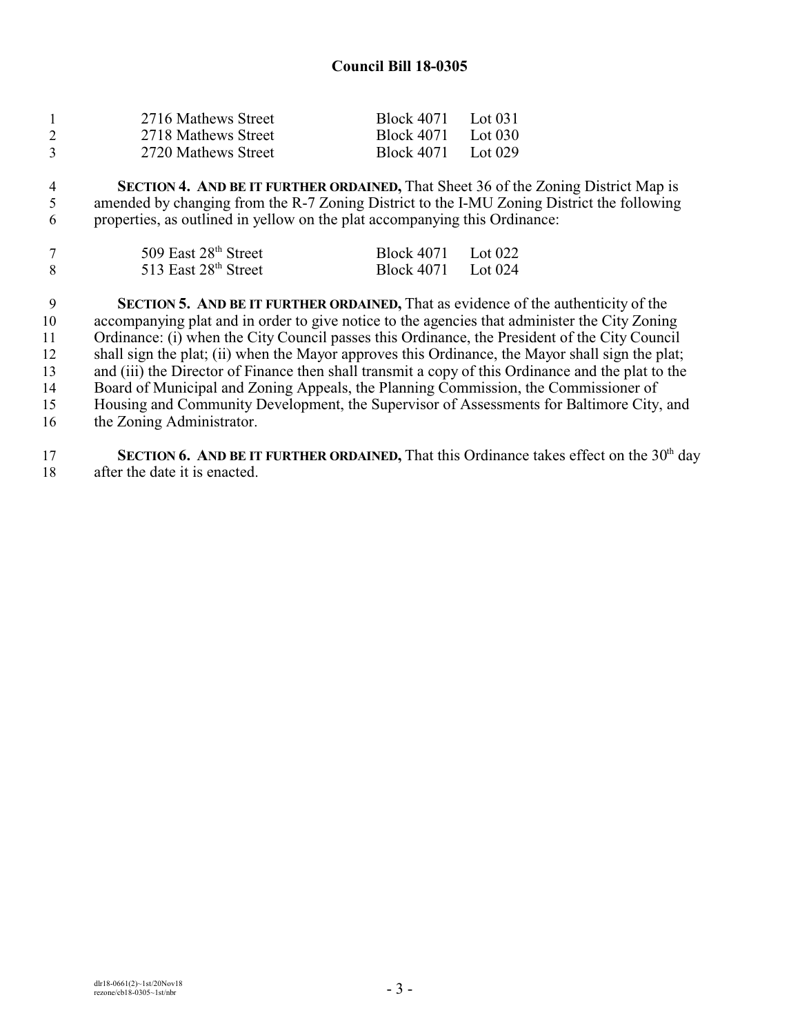**Council Bill 18-0305**

| | | |
|---|---|---|
| 2716 Mathews Street | Block 4071 | Lot 031 |
| 2718 Mathews Street | Block 4071 | Lot 030 |
| 2720 Mathews Street | Block 4071 | Lot 029 |

**SECTION 4. AND BE IT FURTHER ORDAINED,** That Sheet 36 of the Zoning District Map is amended by changing from the R-7 Zoning District to the I-MU Zoning District the following properties, as outlined in yellow on the plat accompanying this Ordinance:

| | | |
|---|---|---|
| 509 East 28th Street | Block 4071 | Lot 022 |
| 513 East 28th Street | Block 4071 | Lot 024 |

**SECTION 5. AND BE IT FURTHER ORDAINED,** That as evidence of the authenticity of the accompanying plat and in order to give notice to the agencies that administer the City Zoning Ordinance: (i) when the City Council passes this Ordinance, the President of the City Council shall sign the plat; (ii) when the Mayor approves this Ordinance, the Mayor shall sign the plat; and (iii) the Director of Finance then shall transmit a copy of this Ordinance and the plat to the Board of Municipal and Zoning Appeals, the Planning Commission, the Commissioner of Housing and Community Development, the Supervisor of Assessments for Baltimore City, and the Zoning Administrator.

**SECTION 6. AND BE IT FURTHER ORDAINED,** That this Ordinance takes effect on the 30th day after the date it is enacted.

dlr18-0661(2)~1st/20Nov18
rezone/cb18-0305~1st/nbr